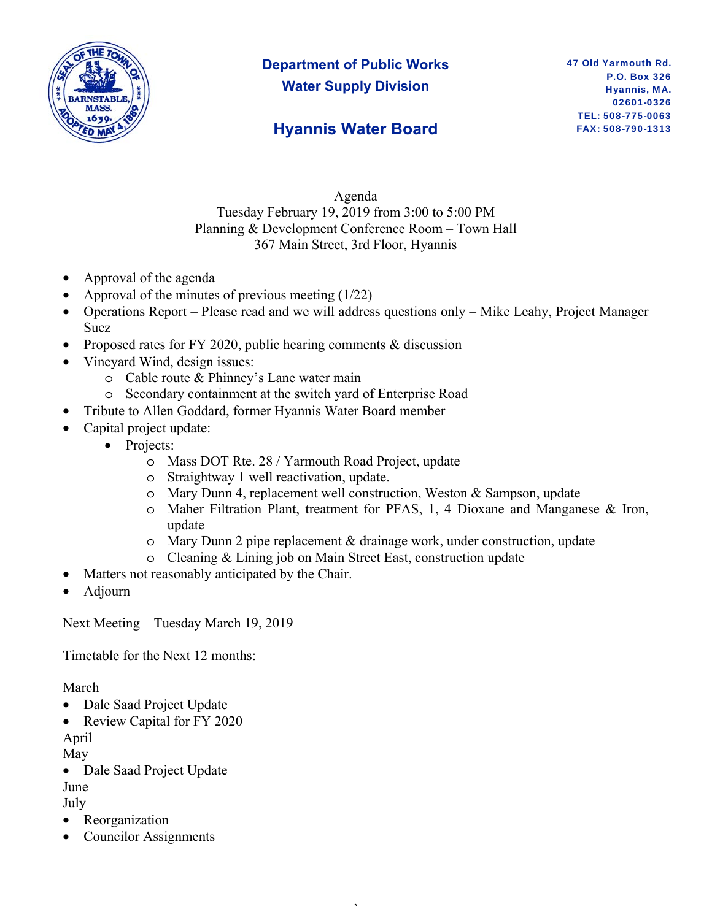**Department of Public Works**
**Water Supply Division**

## Hyannis Water Board

47 Old Yarmouth Rd.
P.O. Box 326
Hyannis, MA.
02601-0326
TEL: 508-775-0063
FAX: 508-790-1313

---

Agenda
Tuesday February 19, 2019 from 3:00 to 5:00 PM
Planning & Development Conference Room – Town Hall
367 Main Street, 3rd Floor, Hyannis

- Approval of the agenda
- Approval of the minutes of previous meeting (1/22)
- Operations Report – Please read and we will address questions only – Mike Leahy, Project Manager Suez
- Proposed rates for FY 2020, public hearing comments & discussion
- Vineyard Wind, design issues:
  - Cable route & Phinney's Lane water main
  - Secondary containment at the switch yard of Enterprise Road
- Tribute to Allen Goddard, former Hyannis Water Board member
- Capital project update:
  - Projects:
    - Mass DOT Rte. 28 / Yarmouth Road Project, update
    - Straightway 1 well reactivation, update.
    - Mary Dunn 4, replacement well construction, Weston & Sampson, update
    - Maher Filtration Plant, treatment for PFAS, 1, 4 Dioxane and Manganese & Iron, update
    - Mary Dunn 2 pipe replacement & drainage work, under construction, update
    - Cleaning & Lining job on Main Street East, construction update
- Matters not reasonably anticipated by the Chair.
- Adjourn

Next Meeting – Tuesday March 19, 2019

Timetable for the Next 12 months:

March
- Dale Saad Project Update
- Review Capital for FY 2020

April

May
- Dale Saad Project Update

June

July
- Reorganization
- Councilor Assignments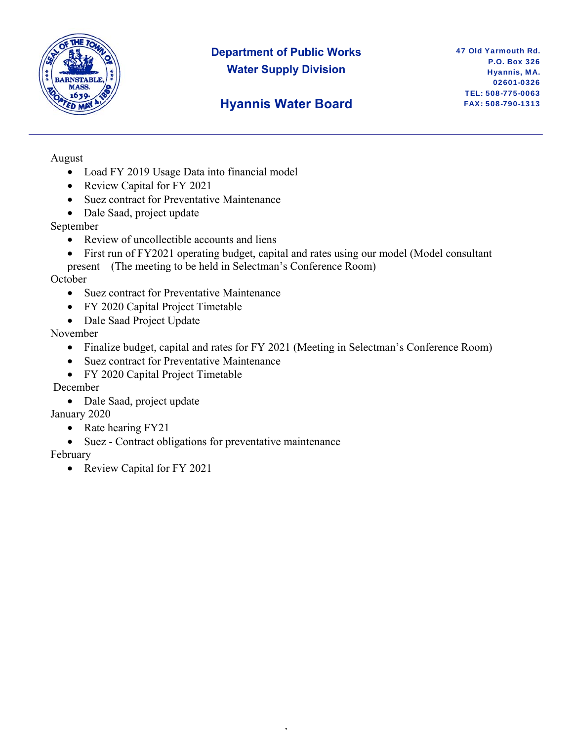**Department of Public Works**
**Water Supply Division**

**Hyannis Water Board**

47 Old Yarmouth Rd.
P.O. Box 326
Hyannis, MA.
02601-0326
TEL: 508-775-0063
FAX: 508-790-1313

August

- Load FY 2019 Usage Data into financial model
- Review Capital for FY 2021
- Suez contract for Preventative Maintenance
- Dale Saad, project update

September

- Review of uncollectible accounts and liens
- First run of FY2021 operating budget, capital and rates using our model (Model consultant present – (The meeting to be held in Selectman's Conference Room)

October

- Suez contract for Preventative Maintenance
- FY 2020 Capital Project Timetable
- Dale Saad Project Update

November

- Finalize budget, capital and rates for FY 2021 (Meeting in Selectman's Conference Room)
- Suez contract for Preventative Maintenance
- FY 2020 Capital Project Timetable

December

- Dale Saad, project update

January 2020

- Rate hearing FY21
- Suez - Contract obligations for preventative maintenance

February

- Review Capital for FY 2021